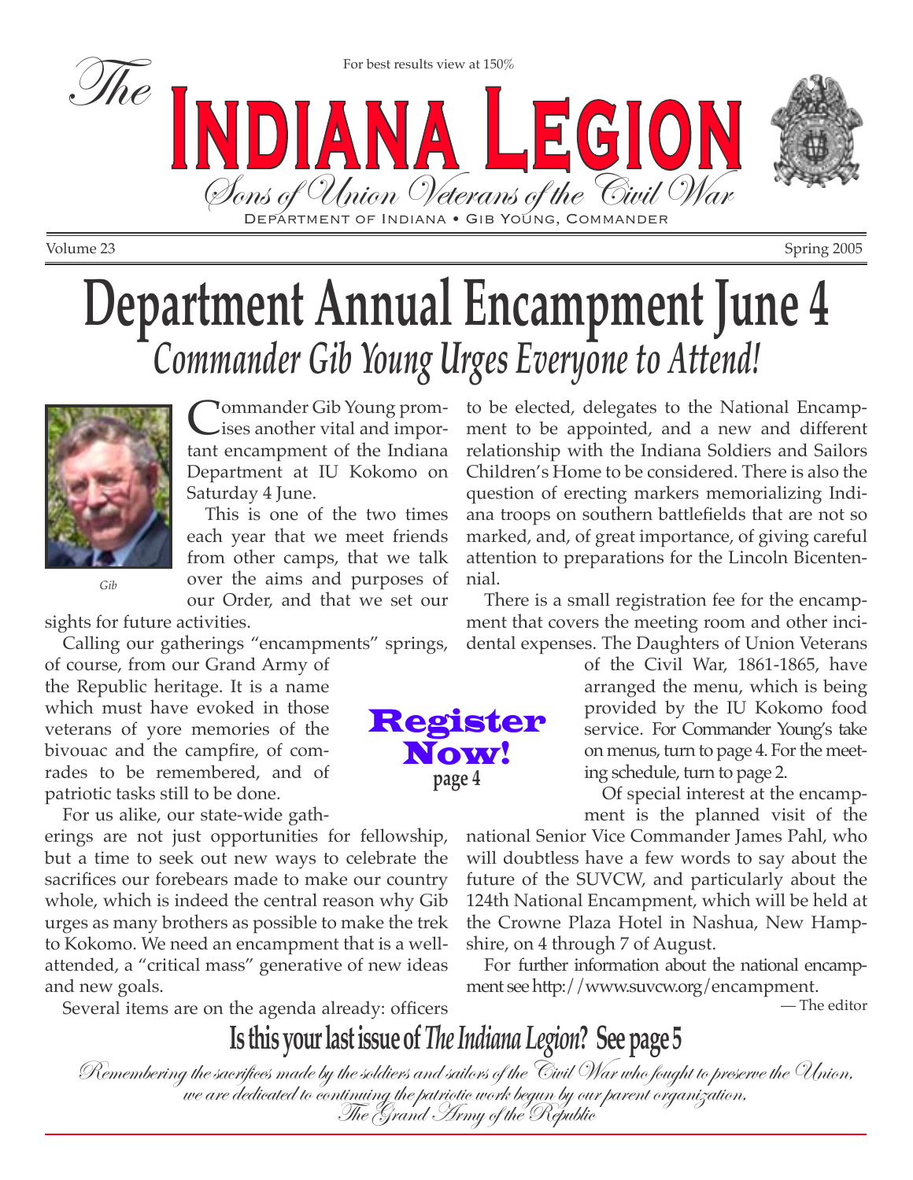For best results view at 150%

# The Indiana Legion

Sons of Union Veterans of the Civil War

Department of Indiana • Gib Young, Commander

Volume 23 — Spring 2005

# Department Annual Encampment June 4

## *Commander Gib Young Urges Everyone to Attend!*

*Gib*

Commander Gib Young promises another vital and important encampment of the Indiana Department at IU Kokomo on Saturday 4 June.

This is one of the two times each year that we meet friends from other camps, that we talk over the aims and purposes of our Order, and that we set our sights for future activities.

Calling our gatherings "encampments" springs, of course, from our Grand Army of the Republic heritage. It is a name which must have evoked in those veterans of yore memories of the bivouac and the campfire, of comrades to be remembered, and of patriotic tasks still to be done.

For us alike, our state-wide gatherings are not just opportunities for fellowship, but a time to seek out new ways to celebrate the sacrifices our forebears made to make our country whole, which is indeed the central reason why Gib urges as many brothers as possible to make the trek to Kokomo. We need an encampment that is a well-attended, a "critical mass" generative of new ideas and new goals.

Several items are on the agenda already: officers to be elected, delegates to the National Encampment to be appointed, and a new and different relationship with the Indiana Soldiers and Sailors Children's Home to be considered. There is also the question of erecting markers memorializing Indiana troops on southern battlefields that are not so marked, and, of great importance, of giving careful attention to preparations for the Lincoln Bicentennial.

**Register Now!** page 4

There is a small registration fee for the encampment that covers the meeting room and other incidental expenses. The Daughters of Union Veterans of the Civil War, 1861-1865, have arranged the menu, which is being provided by the IU Kokomo food service. For Commander Young's take on menus, turn to page 4. For the meeting schedule, turn to page 2.

Of special interest at the encampment is the planned visit of the national Senior Vice Commander James Pahl, who will doubtless have a few words to say about the future of the SUVCW, and particularly about the 124th National Encampment, which will be held at the Crowne Plaza Hotel in Nashua, New Hampshire, on 4 through 7 of August.

For further information about the national encampment see http://www.suvcw.org/encampment.

— The editor

**Is this your last issue of *The Indiana Legion*? See page 5**

*Remembering the sacrifices made by the soldiers and sailors of the Civil War who fought to preserve the Union, we are dedicated to continuing the patriotic work begun by our parent organization, The Grand Army of the Republic*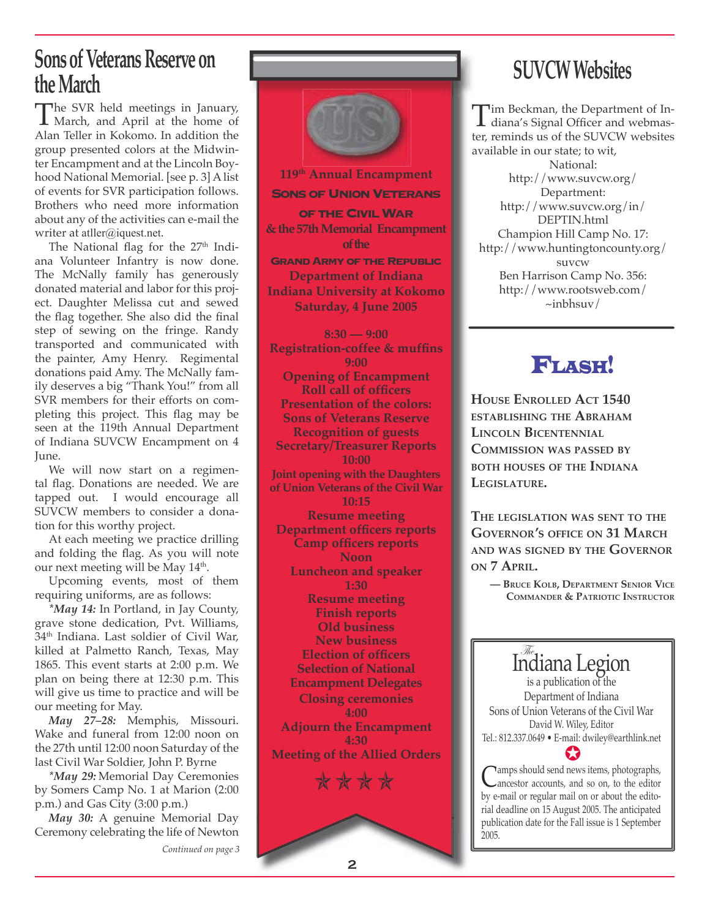# Sons of Veterans Reserve on the March

The SVR held meetings in January, March, and April at the home of Alan Teller in Kokomo. In addition the group presented colors at the Midwinter Encampment and at the Lincoln Boyhood National Memorial. [see p. 3] A list of events for SVR participation follows. Brothers who need more information about any of the activities can e-mail the writer at atller@iquest.net.

The National flag for the 27th Indiana Volunteer Infantry is now done. The McNally family has generously donated material and labor for this project. Daughter Melissa cut and sewed the flag together. She also did the final step of sewing on the fringe. Randy transported and communicated with the painter, Amy Henry. Regimental donations paid Amy. The McNally family deserves a big "Thank You!" from all SVR members for their efforts on completing this project. This flag may be seen at the 119th Annual Department of Indiana SUVCW Encampment on 4 June.

We will now start on a regimental flag. Donations are needed. We are tapped out. I would encourage all SUVCW members to consider a donation for this worthy project.

At each meeting we practice drilling and folding the flag. As you will note our next meeting will be May 14th.

Upcoming events, most of them requiring uniforms, are as follows:

*\*May 14:* In Portland, in Jay County, grave stone dedication, Pvt. Williams, 34th Indiana. Last soldier of Civil War, killed at Palmetto Ranch, Texas, May 1865. This event starts at 2:00 p.m. We plan on being there at 12:30 p.m. This will give us time to practice and will be our meeting for May.

*May 27–28:* Memphis, Missouri. Wake and funeral from 12:00 noon on the 27th until 12:00 noon Saturday of the last Civil War Soldier, John P. Byrne

*\*May 29:* Memorial Day Ceremonies by Somers Camp No. 1 at Marion (2:00 p.m.) and Gas City (3:00 p.m.)

*May 30:* A genuine Memorial Day Ceremony celebrating the life of Newton

*Continued on page 3*

---

**119th Annual Encampment**
**Sons of Union Veterans of the Civil War**
**& the 57th Memorial Encampment of the Grand Army of the Republic**
**Department of Indiana**
**Indiana University at Kokomo**
**Saturday, 4 June 2005**

**8:30 — 9:00**
Registration-coffee & muffins

**9:00**
Opening of Encampment
Roll call of officers
Presentation of the colors: Sons of Veterans Reserve
Recognition of guests
Secretary/Treasurer Reports

**10:00**
Joint opening with the Daughters of Union Veterans of the Civil War

**10:15**
Resume meeting
Department officers reports
Camp officers reports

**Noon**
Luncheon and speaker

**1:30**
Resume meeting
Finish reports
Old business
New business
Election of officers
Selection of National Encampment Delegates
Closing ceremonies

**4:00**
Adjourn the Encampment

**4:30**
Meeting of the Allied Orders

★★★★

---

# SUVCW Websites

Tim Beckman, the Department of Indiana's Signal Officer and webmaster, reminds us of the SUVCW websites available in our state; to wit,

National:
http://www.suvcw.org/

Department:
http://www.suvcw.org/in/DEPTIN.html

Champion Hill Camp No. 17:
http://www.huntingtoncounty.org/suvcw

Ben Harrison Camp No. 356:
http://www.rootsweb.com/~inbhsuv/

---

# Flash!

**House Enrolled Act 1540 establishing the Abraham Lincoln Bicentennial Commission was passed by both houses of the Indiana Legislature.**

**The legislation was sent to the Governor's office on 31 March and was signed by the Governor on 7 April.**

— Bruce Kolb, Department Senior Vice Commander & Patriotic Instructor

---

*The* **Indiana Legion** is a publication of the Department of Indiana Sons of Union Veterans of the Civil War
David W. Wiley, Editor
Tel.: 812.337.0649 • E-mail: dwiley@earthlink.net

Camps should send news items, photographs, ancestor accounts, and so on, to the editor by e-mail or regular mail on or about the editorial deadline on 15 August 2005. The anticipated publication date for the Fall issue is 1 September 2005.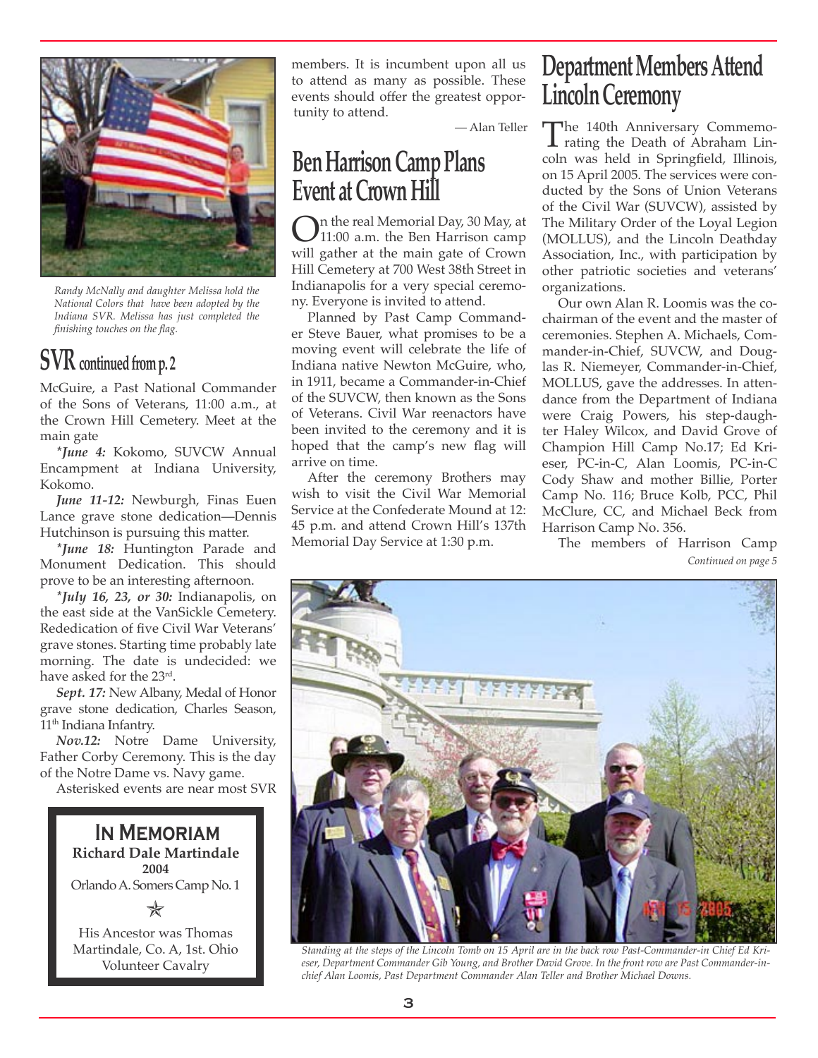Randy McNally and daughter Melissa hold the National Colors that have been adopted by the Indiana SVR. Melissa has just completed the finishing touches on the flag.

## SVR continued from p. 2

McGuire, a Past National Commander of the Sons of Veterans, 11:00 a.m., at the Crown Hill Cemetery. Meet at the main gate

**\*June 4:** Kokomo, SUVCW Annual Encampment at Indiana University, Kokomo.

**June 11-12:** Newburgh, Finas Euen Lance grave stone dedication—Dennis Hutchinson is pursuing this matter.

**\*June 18:** Huntington Parade and Monument Dedication. This should prove to be an interesting afternoon.

**\*July 16, 23, or 30:** Indianapolis, on the east side at the VanSickle Cemetery. Rededication of five Civil War Veterans' grave stones. Starting time probably late morning. The date is undecided: we have asked for the 23rd.

**Sept. 17:** New Albany, Medal of Honor grave stone dedication, Charles Season, 11th Indiana Infantry.

**Nov.12:** Notre Dame University, Father Corby Ceremony. This is the day of the Notre Dame vs. Navy game.

Asterisked events are near most SVR members. It is incumbent upon all us to attend as many as possible. These events should offer the greatest opportunity to attend.

— Alan Teller

**IN MEMORIAM**
**Richard Dale Martindale**
**2004**
Orlando A. Somers Camp No. 1

His Ancestor was Thomas Martindale, Co. A, 1st. Ohio Volunteer Cavalry

## Ben Harrison Camp Plans Event at Crown Hill

On the real Memorial Day, 30 May, at 11:00 a.m. the Ben Harrison camp will gather at the main gate of Crown Hill Cemetery at 700 West 38th Street in Indianapolis for a very special ceremony. Everyone is invited to attend.

Planned by Past Camp Commander Steve Bauer, what promises to be a moving event will celebrate the life of Indiana native Newton McGuire, who, in 1911, became a Commander-in-Chief of the SUVCW, then known as the Sons of Veterans. Civil War reenactors have been invited to the ceremony and it is hoped that the camp's new flag will arrive on time.

After the ceremony Brothers may wish to visit the Civil War Memorial Service at the Confederate Mound at 12: 45 p.m. and attend Crown Hill's 137th Memorial Day Service at 1:30 p.m.

## Department Members Attend Lincoln Ceremony

The 140th Anniversary Commemorating the Death of Abraham Lincoln was held in Springfield, Illinois, on 15 April 2005. The services were conducted by the Sons of Union Veterans of the Civil War (SUVCW), assisted by The Military Order of the Loyal Legion (MOLLUS), and the Lincoln Deathday Association, Inc., with participation by other patriotic societies and veterans' organizations.

Our own Alan R. Loomis was the co-chairman of the event and the master of ceremonies. Stephen A. Michaels, Commander-in-Chief, SUVCW, and Douglas R. Niemeyer, Commander-in-Chief, MOLLUS, gave the addresses. In attendance from the Department of Indiana were Craig Powers, his step-daughter Haley Wilcox, and David Grove of Champion Hill Camp No.17; Ed Krieser, PC-in-C, Alan Loomis, PC-in-C Cody Shaw and mother Billie, Porter Camp No. 116; Bruce Kolb, PCC, Phil McClure, CC, and Michael Beck from Harrison Camp No. 356.

The members of Harrison Camp

*Continued on page 5*

*Standing at the steps of the Lincoln Tomb on 15 April are in the back row Past-Commander-in Chief Ed Krieser, Department Commander Gib Young, and Brother David Grove. In the front row are Past Commander-in-chief Alan Loomis, Past Department Commander Alan Teller and Brother Michael Downs.*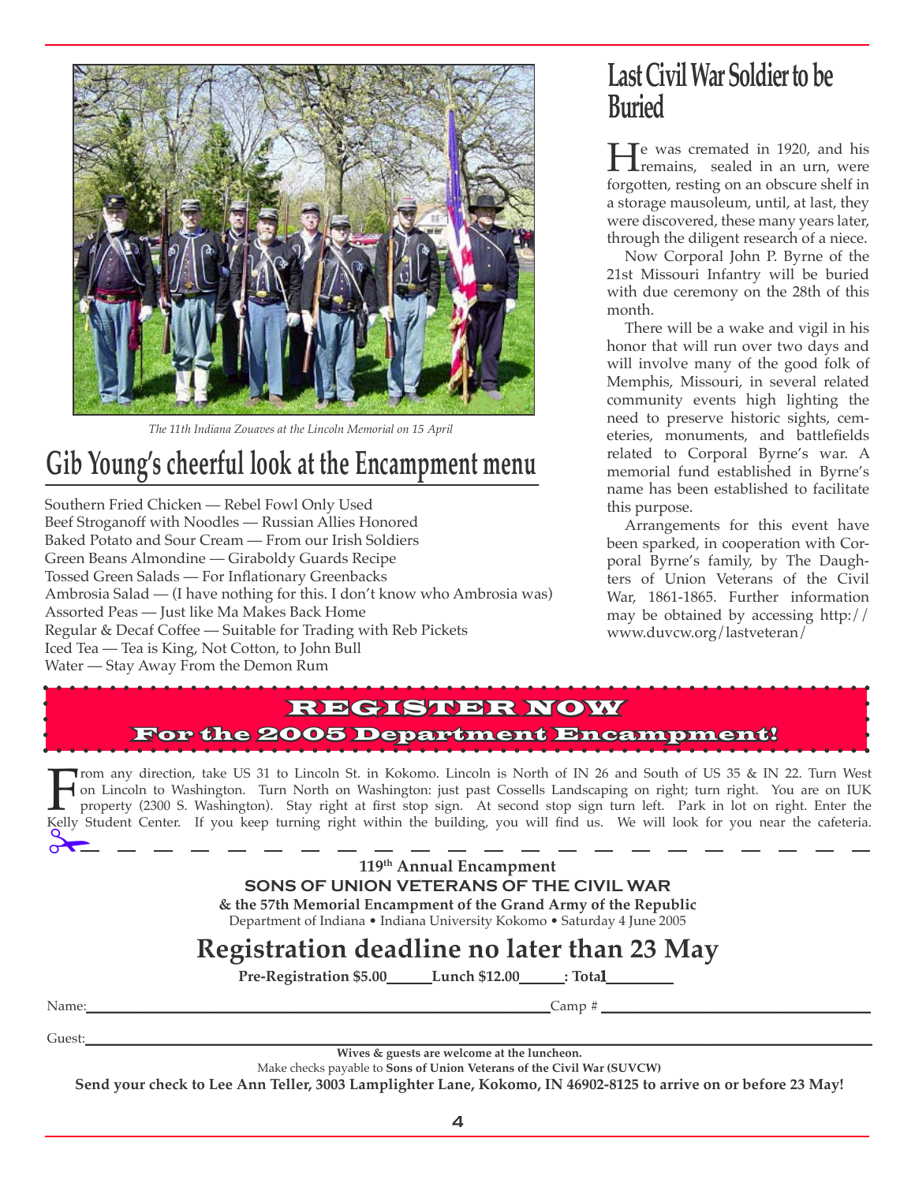*The 11th Indiana Zouaves at the Lincoln Memorial on 15 April*

## Gib Young's cheerful look at the Encampment menu

Southern Fried Chicken — Rebel Fowl Only Used
Beef Stroganoff with Noodles — Russian Allies Honored
Baked Potato and Sour Cream — From our Irish Soldiers
Green Beans Almondine — Giraboldy Guards Recipe
Tossed Green Salads — For Inflationary Greenbacks
Ambrosia Salad — (I have nothing for this. I don't know who Ambrosia was)
Assorted Peas — Just like Ma Makes Back Home
Regular & Decaf Coffee — Suitable for Trading with Reb Pickets
Iced Tea — Tea is King, Not Cotton, to John Bull
Water — Stay Away From the Demon Rum

## Last Civil War Soldier to be Buried

He was cremated in 1920, and his remains, sealed in an urn, were forgotten, resting on an obscure shelf in a storage mausoleum, until, at last, they were discovered, these many years later, through the diligent research of a niece.

Now Corporal John P. Byrne of the 21st Missouri Infantry will be buried with due ceremony on the 28th of this month.

There will be a wake and vigil in his honor that will run over two days and will involve many of the good folk of Memphis, Missouri, in several related community events high lighting the need to preserve historic sights, cemeteries, monuments, and battlefields related to Corporal Byrne's war. A memorial fund established in Byrne's name has been established to facilitate this purpose.

Arrangements for this event have been sparked, in cooperation with Corporal Byrne's family, by The Daughters of Union Veterans of the Civil War, 1861-1865. Further information may be obtained by accessing http://www.duvcw.org/lastveteran/

## REGISTER NOW
### For the 2005 Department Encampment!

From any direction, take US 31 to Lincoln St. in Kokomo. Lincoln is North of IN 26 and South of US 35 & IN 22. Turn West on Lincoln to Washington. Turn North on Washington: just past Cossells Landscaping on right; turn right. You are on IUK property (2300 S. Washington). Stay right at first stop sign. At second stop sign turn left. Park in lot on right. Enter the Kelly Student Center. If you keep turning right within the building, you will find us. We will look for you near the cafeteria.

**119th Annual Encampment**
**SONS OF UNION VETERANS OF THE CIVIL WAR**
**& the 57th Memorial Encampment of the Grand Army of the Republic**
Department of Indiana • Indiana University Kokomo • Saturday 4 June 2005

## Registration deadline no later than 23 May

**Pre-Registration $5.00\_\_\_\_\_\_ Lunch $12.00\_\_\_\_\_\_ : Total\_\_\_\_\_\_\_\_**

Name:\_\_\_\_\_\_\_\_\_\_\_\_\_\_\_\_\_\_\_\_\_\_\_\_\_\_\_\_\_\_ Camp # \_\_\_\_\_\_\_\_\_\_\_\_\_\_\_\_

Guest:\_\_\_\_\_\_\_\_\_\_\_\_\_\_\_\_\_\_\_\_\_\_\_\_\_\_\_\_\_\_\_\_\_\_\_\_\_\_\_\_\_\_\_\_\_\_

**Wives & guests are welcome at the luncheon.**

Make checks payable to **Sons of Union Veterans of the Civil War (SUVCW)**

**Send your check to Lee Ann Teller, 3003 Lamplighter Lane, Kokomo, IN 46902-8125 to arrive on or before 23 May!**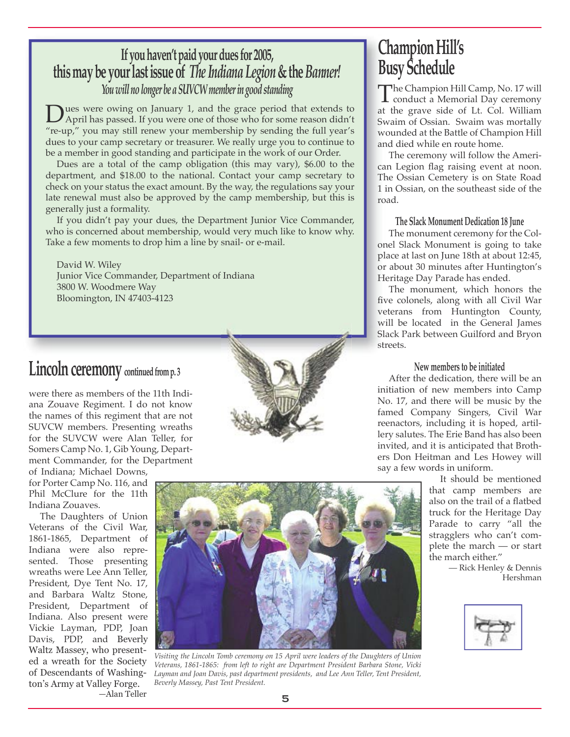## If you haven't paid your dues for 2005, this may be your last issue of *The Indiana Legion* & the *Banner!*

***You will no longer be a SUVCW member in good standing***

Dues were owing on January 1, and the grace period that extends to April has passed. If you were one of those who for some reason didn't "re-up," you may still renew your membership by sending the full year's dues to your camp secretary or treasurer. We really urge you to continue to be a member in good standing and participate in the work of our Order.

Dues are a total of the camp obligation (this may vary), $6.00 to the department, and $18.00 to the national. Contact your camp secretary to check on your status the exact amount. By the way, the regulations say your late renewal must also be approved by the camp membership, but this is generally just a formality.

If you didn't pay your dues, the Department Junior Vice Commander, who is concerned about membership, would very much like to know why. Take a few moments to drop him a line by snail- or e-mail.

David W. Wiley
Junior Vice Commander, Department of Indiana
3800 W. Woodmere Way
Bloomington, IN 47403-4123

## Lincoln ceremony continued from p. 3

were there as members of the 11th Indiana Zouave Regiment. I do not know the names of this regiment that are not SUVCW members. Presenting wreaths for the SUVCW were Alan Teller, for Somers Camp No. 1, Gib Young, Department Commander, for the Department of Indiana; Michael Downs, for Porter Camp No. 116, and Phil McClure for the 11th Indiana Zouaves.

The Daughters of Union Veterans of the Civil War, 1861-1865, Department of Indiana were also represented. Those presenting wreaths were Lee Ann Teller, President, Dye Tent No. 17, and Barbara Waltz Stone, President, Department of Indiana. Also present were Vickie Layman, PDP, Joan Davis, PDP, and Beverly Waltz Massey, who presented a wreath for the Society of Descendants of Washington's Army at Valley Forge.

—Alan Teller

*Visiting the Lincoln Tomb ceremony on 15 April were leaders of the Daughters of Union Veterans, 1861-1865: from left to right are Department President Barbara Stone, Vicki Layman and Joan Davis, past department presidents, and Lee Ann Teller, Tent President, Beverly Massey, Past Tent President.*

## Champion Hill's Busy Schedule

The Champion Hill Camp, No. 17 will conduct a Memorial Day ceremony at the grave side of Lt. Col. William Swaim of Ossian. Swaim was mortally wounded at the Battle of Champion Hill and died while en route home.

The ceremony will follow the American Legion flag raising event at noon. The Ossian Cemetery is on State Road 1 in Ossian, on the southeast side of the road.

### The Slack Monument Dedication 18 June

The monument ceremony for the Colonel Slack Monument is going to take place at last on June 18th at about 12:45, or about 30 minutes after Huntington's Heritage Day Parade has ended.

The monument, which honors the five colonels, along with all Civil War veterans from Huntington County, will be located in the General James Slack Park between Guilford and Bryon streets.

### New members to be initiated

After the dedication, there will be an initiation of new members into Camp No. 17, and there will be music by the famed Company Singers, Civil War reenactors, including it is hoped, artillery salutes. The Erie Band has also been invited, and it is anticipated that Brothers Don Heitman and Les Howey will say a few words in uniform.

It should be mentioned that camp members are also on the trail of a flatbed truck for the Heritage Day Parade to carry "all the stragglers who can't complete the march — or start the march either."

— Rick Henley & Dennis Hershman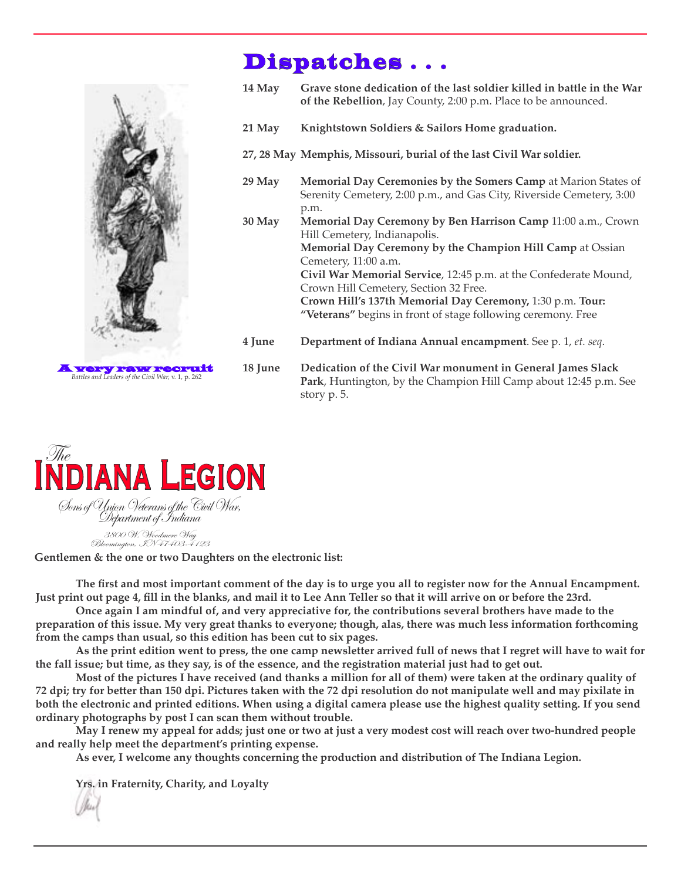## Dispatches . . .

| | |
|---|---|
| 14 May | **Grave stone dedication of the last soldier killed in battle in the War of the Rebellion**, Jay County, 2:00 p.m. Place to be announced. |
| 21 May | **Knightstown Soldiers & Sailors Home graduation.** |
| 27, 28 May | **Memphis, Missouri, burial of the last Civil War soldier.** |
| 29 May | **Memorial Day Ceremonies by the Somers Camp** at Marion States of Serenity Cemetery, 2:00 p.m., and Gas City, Riverside Cemetery, 3:00 p.m. |
| 30 May | **Memorial Day Ceremony by Ben Harrison Camp** 11:00 a.m., Crown Hill Cemetery, Indianapolis. **Memorial Day Ceremony by the Champion Hill Camp** at Ossian Cemetery, 11:00 a.m. **Civil War Memorial Service**, 12:45 p.m. at the Confederate Mound, Crown Hill Cemetery, Section 32 Free. **Crown Hill's 137th Memorial Day Ceremony,** 1:30 p.m. **Tour: "Veterans"** begins in front of stage following ceremony. Free |
| 4 June | **Department of Indiana Annual encampment**. See p. 1, *et. seq*. |
| 18 June | **Dedication of the Civil War monument in General James Slack Park**, Huntington, by the Champion Hill Camp about 12:45 p.m. See story p. 5. |

**A very raw recruit**
*Battles and Leaders of the Civil War,* v. 1, p. 262

# *The* Indiana Legion

*Sons of Union Veterans of the Civil War, Department of Indiana*

*3800 W. Woodmere Way*
*Bloomington, IN 47403-4123*

**Gentlemen & the one or two Daughters on the electronic list:**

**The first and most important comment of the day is to urge you all to register now for the Annual Encampment. Just print out page 4, fill in the blanks, and mail it to Lee Ann Teller so that it will arrive on or before the 23rd.**

**Once again I am mindful of, and very appreciative for, the contributions several brothers have made to the preparation of this issue. My very great thanks to everyone; though, alas, there was much less information forthcoming from the camps than usual, so this edition has been cut to six pages.**

**As the print edition went to press, the one camp newsletter arrived full of news that I regret will have to wait for the fall issue; but time, as they say, is of the essence, and the registration material just had to get out.**

**Most of the pictures I have received (and thanks a million for all of them) were taken at the ordinary quality of 72 dpi; try for better than 150 dpi. Pictures taken with the 72 dpi resolution do not manipulate well and may pixilate in both the electronic and printed editions. When using a digital camera please use the highest quality setting. If you send ordinary photographs by post I can scan them without trouble.**

**May I renew my appeal for adds; just one or two at just a very modest cost will reach over two-hundred people and really help meet the department's printing expense.**

**As ever, I welcome any thoughts concerning the production and distribution of The Indiana Legion.**

**Yrs. in Fraternity, Charity, and Loyalty**